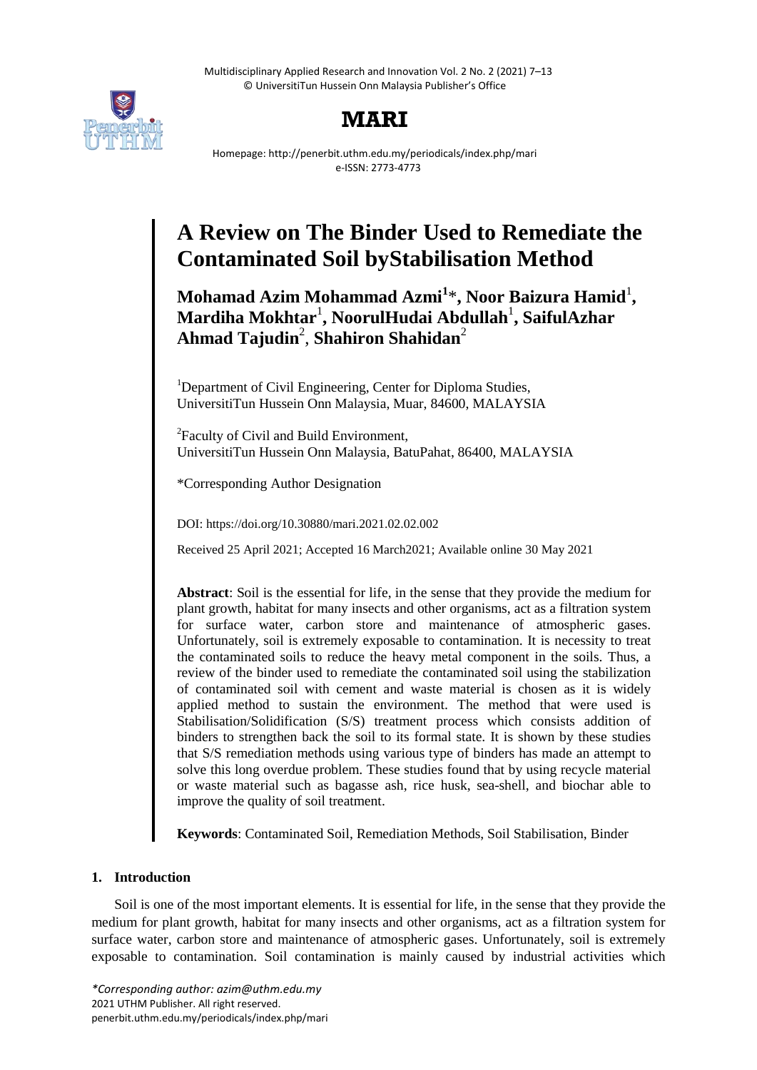# MARI

Homepage: http://penerbit.uthm.edu.my/periodicals/index.php/mari
e-ISSN: 2773-4773

# A Review on The Binder Used to Remediate the Contaminated Soil byStabilisation Method

**Mohamad Azim Mohammad Azmi[1]*, Noor Baizura Hamid[1], Mardiha Mokhtar[1], NoorulHudai Abdullah[1], SaifulAzhar Ahmad Tajudin[2], Shahiron Shahidan[2]**

[1]Department of Civil Engineering, Center for Diploma Studies, UniversitiTun Hussein Onn Malaysia, Muar, 84600, MALAYSIA

[2]Faculty of Civil and Build Environment, UniversitiTun Hussein Onn Malaysia, BatuPahat, 86400, MALAYSIA

*Corresponding Author Designation

DOI: https://doi.org/10.30880/mari.2021.02.02.002

Received 25 April 2021; Accepted 16 March2021; Available online 30 May 2021

**Abstract**: Soil is the essential for life, in the sense that they provide the medium for plant growth, habitat for many insects and other organisms, act as a filtration system for surface water, carbon store and maintenance of atmospheric gases. Unfortunately, soil is extremely exposable to contamination. It is necessity to treat the contaminated soils to reduce the heavy metal component in the soils. Thus, a review of the binder used to remediate the contaminated soil using the stabilization of contaminated soil with cement and waste material is chosen as it is widely applied method to sustain the environment. The method that were used is Stabilisation/Solidification (S/S) treatment process which consists addition of binders to strengthen back the soil to its formal state. It is shown by these studies that S/S remediation methods using various type of binders has made an attempt to solve this long overdue problem. These studies found that by using recycle material or waste material such as bagasse ash, rice husk, sea-shell, and biochar able to improve the quality of soil treatment.

**Keywords**: Contaminated Soil, Remediation Methods, Soil Stabilisation, Binder

## 1. Introduction

Soil is one of the most important elements. It is essential for life, in the sense that they provide the medium for plant growth, habitat for many insects and other organisms, act as a filtration system for surface water, carbon store and maintenance of atmospheric gases. Unfortunately, soil is extremely exposable to contamination. Soil contamination is mainly caused by industrial activities which

*Corresponding author: azim@uthm.edu.my*
2021 UTHM Publisher. All right reserved.
penerbit.uthm.edu.my/periodicals/index.php/mari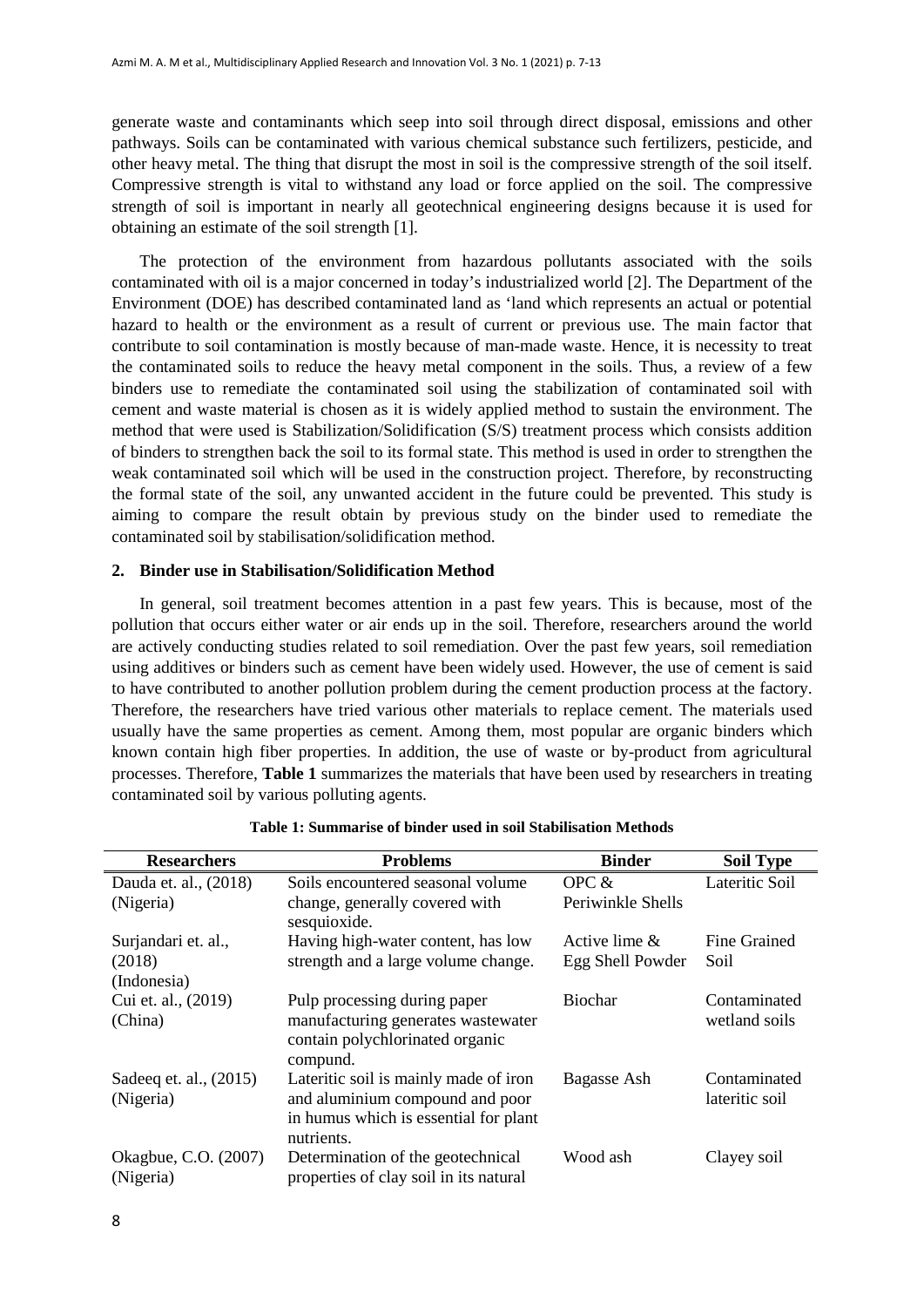generate waste and contaminants which seep into soil through direct disposal, emissions and other pathways. Soils can be contaminated with various chemical substance such fertilizers, pesticide, and other heavy metal. The thing that disrupt the most in soil is the compressive strength of the soil itself. Compressive strength is vital to withstand any load or force applied on the soil. The compressive strength of soil is important in nearly all geotechnical engineering designs because it is used for obtaining an estimate of the soil strength [1].

The protection of the environment from hazardous pollutants associated with the soils contaminated with oil is a major concerned in today's industrialized world [2]. The Department of the Environment (DOE) has described contaminated land as 'land which represents an actual or potential hazard to health or the environment as a result of current or previous use. The main factor that contribute to soil contamination is mostly because of man-made waste. Hence, it is necessity to treat the contaminated soils to reduce the heavy metal component in the soils. Thus, a review of a few binders use to remediate the contaminated soil using the stabilization of contaminated soil with cement and waste material is chosen as it is widely applied method to sustain the environment. The method that were used is Stabilization/Solidification (S/S) treatment process which consists addition of binders to strengthen back the soil to its formal state. This method is used in order to strengthen the weak contaminated soil which will be used in the construction project. Therefore, by reconstructing the formal state of the soil, any unwanted accident in the future could be prevented. This study is aiming to compare the result obtain by previous study on the binder used to remediate the contaminated soil by stabilisation/solidification method.

## 2. Binder use in Stabilisation/Solidification Method

In general, soil treatment becomes attention in a past few years. This is because, most of the pollution that occurs either water or air ends up in the soil. Therefore, researchers around the world are actively conducting studies related to soil remediation. Over the past few years, soil remediation using additives or binders such as cement have been widely used. However, the use of cement is said to have contributed to another pollution problem during the cement production process at the factory. Therefore, the researchers have tried various other materials to replace cement. The materials used usually have the same properties as cement. Among them, most popular are organic binders which known contain high fiber properties. In addition, the use of waste or by-product from agricultural processes. Therefore, **Table 1** summarizes the materials that have been used by researchers in treating contaminated soil by various polluting agents.

**Table 1: Summarise of binder used in soil Stabilisation Methods**

| Researchers | Problems | Binder | Soil Type |
|---|---|---|---|
| Dauda et. al., (2018) (Nigeria) | Soils encountered seasonal volume change, generally covered with sesquioxide. | OPC & Periwinkle Shells | Lateritic Soil |
| Surjandari et. al., (2018) (Indonesia) | Having high-water content, has low strength and a large volume change. | Active lime & Egg Shell Powder | Fine Grained Soil |
| Cui et. al., (2019) (China) | Pulp processing during paper manufacturing generates wastewater contain polychlorinated organic compund. | Biochar | Contaminated wetland soils |
| Sadeeq et. al., (2015) (Nigeria) | Lateritic soil is mainly made of iron and aluminium compound and poor in humus which is essential for plant nutrients. | Bagasse Ash | Contaminated lateritic soil |
| Okagbue, C.O. (2007) (Nigeria) | Determination of the geotechnical properties of clay soil in its natural | Wood ash | Clayey soil |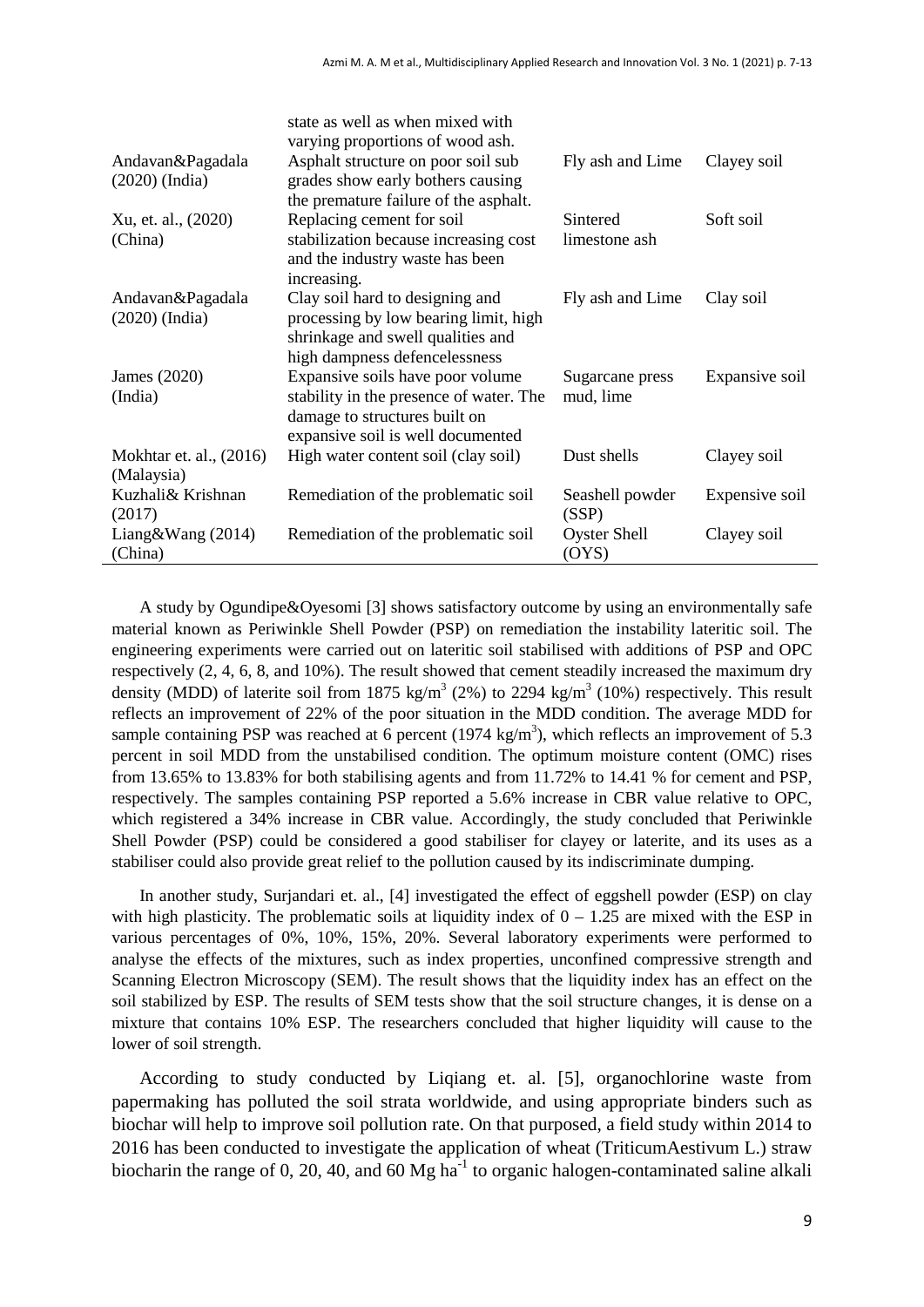| | state as well as when mixed with varying proportions of wood ash. | | |
|---|---|---|---|
| Andavan&Pagadala (2020) (India) | Asphalt structure on poor soil sub grades show early bothers causing the premature failure of the asphalt. | Fly ash and Lime | Clayey soil |
| Xu, et. al., (2020) (China) | Replacing cement for soil stabilization because increasing cost and the industry waste has been increasing. | Sintered limestone ash | Soft soil |
| Andavan&Pagadala (2020) (India) | Clay soil hard to designing and processing by low bearing limit, high shrinkage and swell qualities and high dampness defencelessness | Fly ash and Lime | Clay soil |
| James (2020) (India) | Expansive soils have poor volume stability in the presence of water. The damage to structures built on expansive soil is well documented | Sugarcane press mud, lime | Expansive soil |
| Mokhtar et. al., (2016) (Malaysia) | High water content soil (clay soil) | Dust shells | Clayey soil |
| Kuzhali& Krishnan (2017) | Remediation of the problematic soil | Seashell powder (SSP) | Expensive soil |
| Liang&Wang (2014) (China) | Remediation of the problematic soil | Oyster Shell (OYS) | Clayey soil |

A study by Ogundipe&Oyesomi [3] shows satisfactory outcome by using an environmentally safe material known as Periwinkle Shell Powder (PSP) on remediation the instability lateritic soil. The engineering experiments were carried out on lateritic soil stabilised with additions of PSP and OPC respectively (2, 4, 6, 8, and 10%). The result showed that cement steadily increased the maximum dry density (MDD) of laterite soil from 1875 kg/m$^3$ (2%) to 2294 kg/m$^3$ (10%) respectively. This result reflects an improvement of 22% of the poor situation in the MDD condition. The average MDD for sample containing PSP was reached at 6 percent (1974 kg/m$^3$), which reflects an improvement of 5.3 percent in soil MDD from the unstabilised condition. The optimum moisture content (OMC) rises from 13.65% to 13.83% for both stabilising agents and from 11.72% to 14.41 % for cement and PSP, respectively. The samples containing PSP reported a 5.6% increase in CBR value relative to OPC, which registered a 34% increase in CBR value. Accordingly, the study concluded that Periwinkle Shell Powder (PSP) could be considered a good stabiliser for clayey or laterite, and its uses as a stabiliser could also provide great relief to the pollution caused by its indiscriminate dumping.

In another study, Surjandari et. al., [4] investigated the effect of eggshell powder (ESP) on clay with high plasticity. The problematic soils at liquidity index of 0 – 1.25 are mixed with the ESP in various percentages of 0%, 10%, 15%, 20%. Several laboratory experiments were performed to analyse the effects of the mixtures, such as index properties, unconfined compressive strength and Scanning Electron Microscopy (SEM). The result shows that the liquidity index has an effect on the soil stabilized by ESP. The results of SEM tests show that the soil structure changes, it is dense on a mixture that contains 10% ESP. The researchers concluded that higher liquidity will cause to the lower of soil strength.

According to study conducted by Liqiang et. al. [5], organochlorine waste from papermaking has polluted the soil strata worldwide, and using appropriate binders such as biochar will help to improve soil pollution rate. On that purposed, a field study within 2014 to 2016 has been conducted to investigate the application of wheat (TriticumAestivum L.) straw biocharin the range of 0, 20, 40, and 60 Mg ha$^{-1}$ to organic halogen-contaminated saline alkali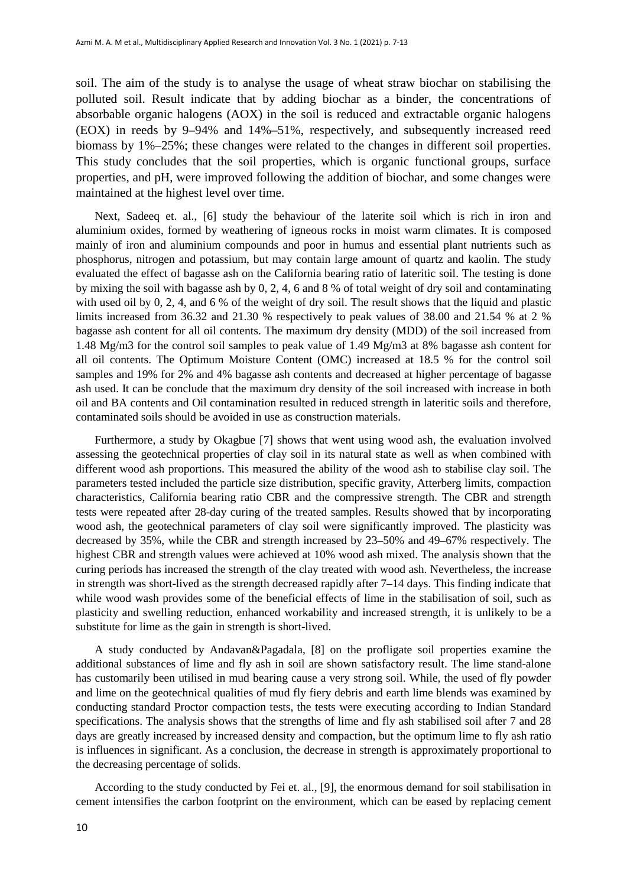soil. The aim of the study is to analyse the usage of wheat straw biochar on stabilising the polluted soil. Result indicate that by adding biochar as a binder, the concentrations of absorbable organic halogens (AOX) in the soil is reduced and extractable organic halogens (EOX) in reeds by 9–94% and 14%–51%, respectively, and subsequently increased reed biomass by 1%–25%; these changes were related to the changes in different soil properties. This study concludes that the soil properties, which is organic functional groups, surface properties, and pH, were improved following the addition of biochar, and some changes were maintained at the highest level over time.

Next, Sadeeq et. al., [6] study the behaviour of the laterite soil which is rich in iron and aluminium oxides, formed by weathering of igneous rocks in moist warm climates. It is composed mainly of iron and aluminium compounds and poor in humus and essential plant nutrients such as phosphorus, nitrogen and potassium, but may contain large amount of quartz and kaolin. The study evaluated the effect of bagasse ash on the California bearing ratio of lateritic soil. The testing is done by mixing the soil with bagasse ash by 0, 2, 4, 6 and 8 % of total weight of dry soil and contaminating with used oil by 0, 2, 4, and 6 % of the weight of dry soil. The result shows that the liquid and plastic limits increased from 36.32 and 21.30 % respectively to peak values of 38.00 and 21.54 % at 2 % bagasse ash content for all oil contents. The maximum dry density (MDD) of the soil increased from 1.48 Mg/m3 for the control soil samples to peak value of 1.49 Mg/m3 at 8% bagasse ash content for all oil contents. The Optimum Moisture Content (OMC) increased at 18.5 % for the control soil samples and 19% for 2% and 4% bagasse ash contents and decreased at higher percentage of bagasse ash used. It can be conclude that the maximum dry density of the soil increased with increase in both oil and BA contents and Oil contamination resulted in reduced strength in lateritic soils and therefore, contaminated soils should be avoided in use as construction materials.

Furthermore, a study by Okagbue [7] shows that went using wood ash, the evaluation involved assessing the geotechnical properties of clay soil in its natural state as well as when combined with different wood ash proportions. This measured the ability of the wood ash to stabilise clay soil. The parameters tested included the particle size distribution, specific gravity, Atterberg limits, compaction characteristics, California bearing ratio CBR and the compressive strength. The CBR and strength tests were repeated after 28-day curing of the treated samples. Results showed that by incorporating wood ash, the geotechnical parameters of clay soil were significantly improved. The plasticity was decreased by 35%, while the CBR and strength increased by 23–50% and 49–67% respectively. The highest CBR and strength values were achieved at 10% wood ash mixed. The analysis shown that the curing periods has increased the strength of the clay treated with wood ash. Nevertheless, the increase in strength was short-lived as the strength decreased rapidly after 7–14 days. This finding indicate that while wood wash provides some of the beneficial effects of lime in the stabilisation of soil, such as plasticity and swelling reduction, enhanced workability and increased strength, it is unlikely to be a substitute for lime as the gain in strength is short-lived.

A study conducted by Andavan&Pagadala, [8] on the profligate soil properties examine the additional substances of lime and fly ash in soil are shown satisfactory result. The lime stand-alone has customarily been utilised in mud bearing cause a very strong soil. While, the used of fly powder and lime on the geotechnical qualities of mud fly fiery debris and earth lime blends was examined by conducting standard Proctor compaction tests, the tests were executing according to Indian Standard specifications. The analysis shows that the strengths of lime and fly ash stabilised soil after 7 and 28 days are greatly increased by increased density and compaction, but the optimum lime to fly ash ratio is influences in significant. As a conclusion, the decrease in strength is approximately proportional to the decreasing percentage of solids.

According to the study conducted by Fei et. al., [9], the enormous demand for soil stabilisation in cement intensifies the carbon footprint on the environment, which can be eased by replacing cement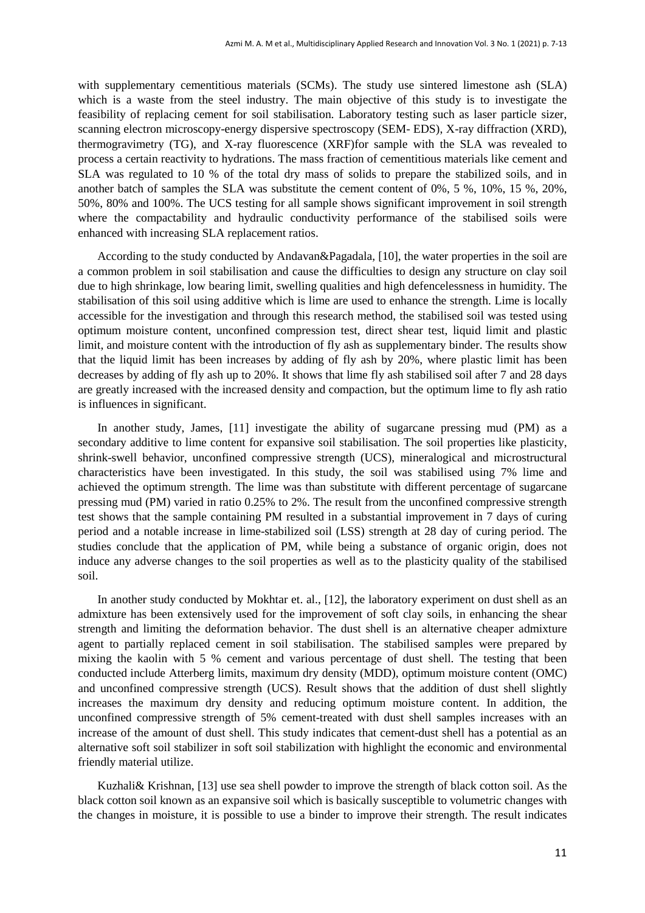with supplementary cementitious materials (SCMs). The study use sintered limestone ash (SLA) which is a waste from the steel industry. The main objective of this study is to investigate the feasibility of replacing cement for soil stabilisation. Laboratory testing such as laser particle sizer, scanning electron microscopy-energy dispersive spectroscopy (SEM- EDS), X-ray diffraction (XRD), thermogravimetry (TG), and X-ray fluorescence (XRF)for sample with the SLA was revealed to process a certain reactivity to hydrations. The mass fraction of cementitious materials like cement and SLA was regulated to 10 % of the total dry mass of solids to prepare the stabilized soils, and in another batch of samples the SLA was substitute the cement content of 0%, 5 %, 10%, 15 %, 20%, 50%, 80% and 100%. The UCS testing for all sample shows significant improvement in soil strength where the compactability and hydraulic conductivity performance of the stabilised soils were enhanced with increasing SLA replacement ratios.

According to the study conducted by Andavan&Pagadala, [10], the water properties in the soil are a common problem in soil stabilisation and cause the difficulties to design any structure on clay soil due to high shrinkage, low bearing limit, swelling qualities and high defencelessness in humidity. The stabilisation of this soil using additive which is lime are used to enhance the strength. Lime is locally accessible for the investigation and through this research method, the stabilised soil was tested using optimum moisture content, unconfined compression test, direct shear test, liquid limit and plastic limit, and moisture content with the introduction of fly ash as supplementary binder. The results show that the liquid limit has been increases by adding of fly ash by 20%, where plastic limit has been decreases by adding of fly ash up to 20%. It shows that lime fly ash stabilised soil after 7 and 28 days are greatly increased with the increased density and compaction, but the optimum lime to fly ash ratio is influences in significant.

In another study, James, [11] investigate the ability of sugarcane pressing mud (PM) as a secondary additive to lime content for expansive soil stabilisation. The soil properties like plasticity, shrink-swell behavior, unconfined compressive strength (UCS), mineralogical and microstructural characteristics have been investigated. In this study, the soil was stabilised using 7% lime and achieved the optimum strength. The lime was than substitute with different percentage of sugarcane pressing mud (PM) varied in ratio 0.25% to 2%. The result from the unconfined compressive strength test shows that the sample containing PM resulted in a substantial improvement in 7 days of curing period and a notable increase in lime-stabilized soil (LSS) strength at 28 day of curing period. The studies conclude that the application of PM, while being a substance of organic origin, does not induce any adverse changes to the soil properties as well as to the plasticity quality of the stabilised soil.

In another study conducted by Mokhtar et. al., [12], the laboratory experiment on dust shell as an admixture has been extensively used for the improvement of soft clay soils, in enhancing the shear strength and limiting the deformation behavior. The dust shell is an alternative cheaper admixture agent to partially replaced cement in soil stabilisation. The stabilised samples were prepared by mixing the kaolin with 5 % cement and various percentage of dust shell. The testing that been conducted include Atterberg limits, maximum dry density (MDD), optimum moisture content (OMC) and unconfined compressive strength (UCS). Result shows that the addition of dust shell slightly increases the maximum dry density and reducing optimum moisture content. In addition, the unconfined compressive strength of 5% cement-treated with dust shell samples increases with an increase of the amount of dust shell. This study indicates that cement-dust shell has a potential as an alternative soft soil stabilizer in soft soil stabilization with highlight the economic and environmental friendly material utilize.

Kuzhali& Krishnan, [13] use sea shell powder to improve the strength of black cotton soil. As the black cotton soil known as an expansive soil which is basically susceptible to volumetric changes with the changes in moisture, it is possible to use a binder to improve their strength. The result indicates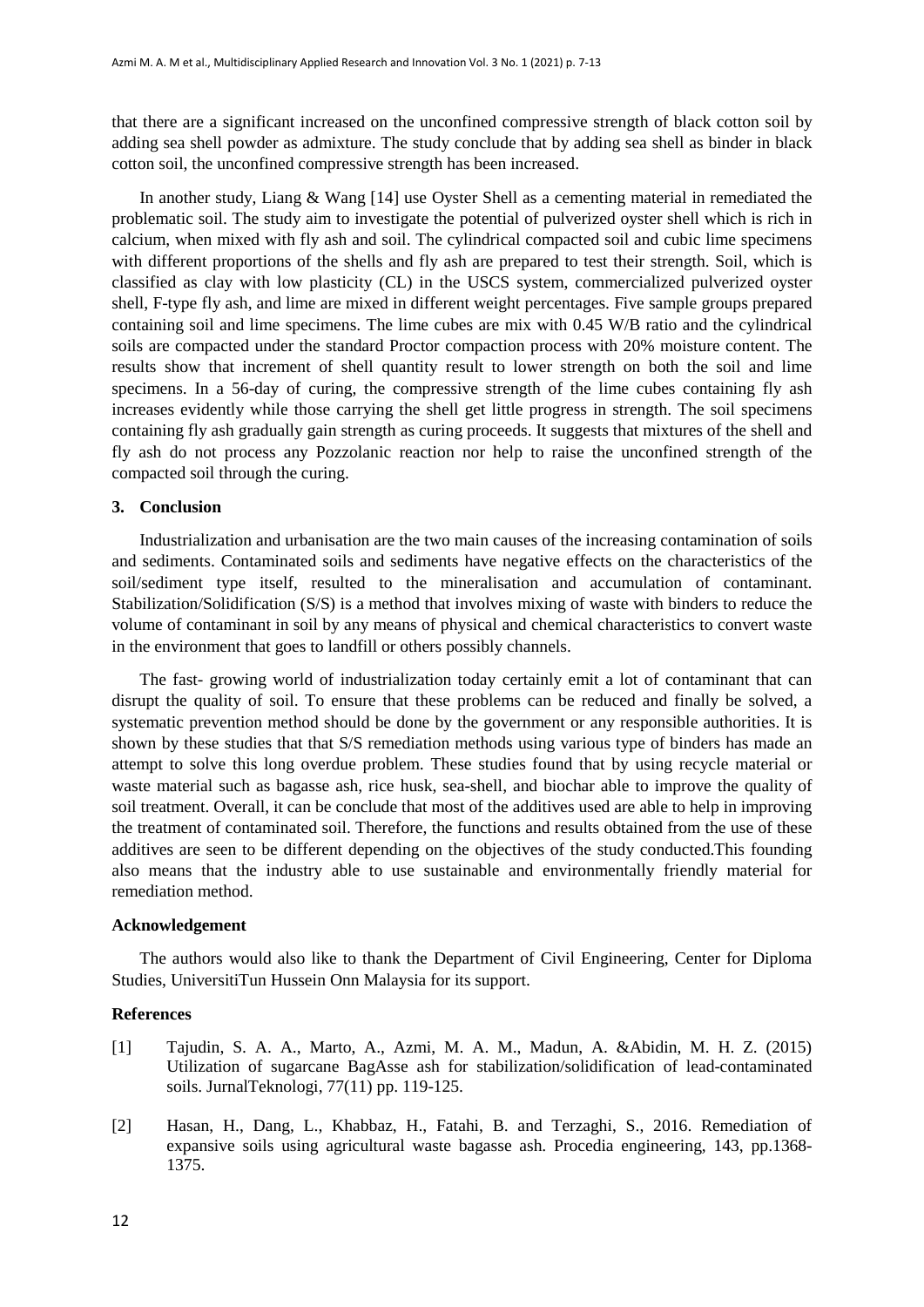that there are a significant increased on the unconfined compressive strength of black cotton soil by adding sea shell powder as admixture. The study conclude that by adding sea shell as binder in black cotton soil, the unconfined compressive strength has been increased.

In another study, Liang & Wang [14] use Oyster Shell as a cementing material in remediated the problematic soil. The study aim to investigate the potential of pulverized oyster shell which is rich in calcium, when mixed with fly ash and soil. The cylindrical compacted soil and cubic lime specimens with different proportions of the shells and fly ash are prepared to test their strength. Soil, which is classified as clay with low plasticity (CL) in the USCS system, commercialized pulverized oyster shell, F-type fly ash, and lime are mixed in different weight percentages. Five sample groups prepared containing soil and lime specimens. The lime cubes are mix with 0.45 W/B ratio and the cylindrical soils are compacted under the standard Proctor compaction process with 20% moisture content. The results show that increment of shell quantity result to lower strength on both the soil and lime specimens. In a 56-day of curing, the compressive strength of the lime cubes containing fly ash increases evidently while those carrying the shell get little progress in strength. The soil specimens containing fly ash gradually gain strength as curing proceeds. It suggests that mixtures of the shell and fly ash do not process any Pozzolanic reaction nor help to raise the unconfined strength of the compacted soil through the curing.

## 3. Conclusion

Industrialization and urbanisation are the two main causes of the increasing contamination of soils and sediments. Contaminated soils and sediments have negative effects on the characteristics of the soil/sediment type itself, resulted to the mineralisation and accumulation of contaminant. Stabilization/Solidification (S/S) is a method that involves mixing of waste with binders to reduce the volume of contaminant in soil by any means of physical and chemical characteristics to convert waste in the environment that goes to landfill or others possibly channels.

The fast- growing world of industrialization today certainly emit a lot of contaminant that can disrupt the quality of soil. To ensure that these problems can be reduced and finally be solved, a systematic prevention method should be done by the government or any responsible authorities. It is shown by these studies that that S/S remediation methods using various type of binders has made an attempt to solve this long overdue problem. These studies found that by using recycle material or waste material such as bagasse ash, rice husk, sea-shell, and biochar able to improve the quality of soil treatment. Overall, it can be conclude that most of the additives used are able to help in improving the treatment of contaminated soil. Therefore, the functions and results obtained from the use of these additives are seen to be different depending on the objectives of the study conducted.This founding also means that the industry able to use sustainable and environmentally friendly material for remediation method.

### Acknowledgement

The authors would also like to thank the Department of Civil Engineering, Center for Diploma Studies, UniversitiTun Hussein Onn Malaysia for its support.

### References

[1] Tajudin, S. A. A., Marto, A., Azmi, M. A. M., Madun, A. &Abidin, M. H. Z. (2015) Utilization of sugarcane BagAsse ash for stabilization/solidification of lead-contaminated soils. JurnalTeknologi, 77(11) pp. 119-125.

[2] Hasan, H., Dang, L., Khabbaz, H., Fatahi, B. and Terzaghi, S., 2016. Remediation of expansive soils using agricultural waste bagasse ash. Procedia engineering, 143, pp.1368-1375.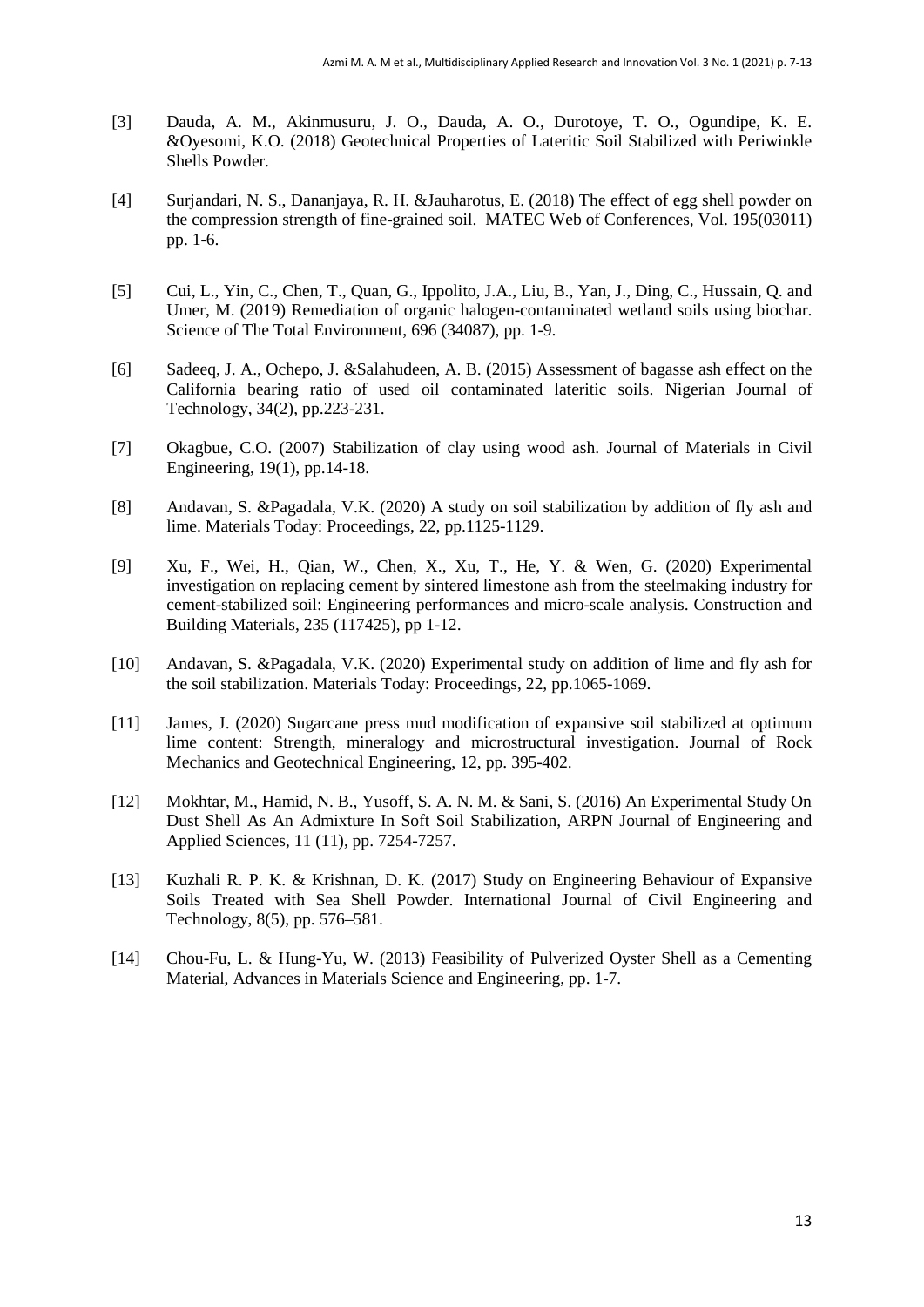[3] Dauda, A. M., Akinmusuru, J. O., Dauda, A. O., Durotoye, T. O., Ogundipe, K. E. &Oyesomi, K.O. (2018) Geotechnical Properties of Lateritic Soil Stabilized with Periwinkle Shells Powder.

[4] Surjandari, N. S., Dananjaya, R. H. &Jauharotus, E. (2018) The effect of egg shell powder on the compression strength of fine-grained soil. MATEC Web of Conferences, Vol. 195(03011) pp. 1-6.

[5] Cui, L., Yin, C., Chen, T., Quan, G., Ippolito, J.A., Liu, B., Yan, J., Ding, C., Hussain, Q. and Umer, M. (2019) Remediation of organic halogen-contaminated wetland soils using biochar. Science of The Total Environment, 696 (34087), pp. 1-9.

[6] Sadeeq, J. A., Ochepo, J. &Salahudeen, A. B. (2015) Assessment of bagasse ash effect on the California bearing ratio of used oil contaminated lateritic soils. Nigerian Journal of Technology, 34(2), pp.223-231.

[7] Okagbue, C.O. (2007) Stabilization of clay using wood ash. Journal of Materials in Civil Engineering, 19(1), pp.14-18.

[8] Andavan, S. &Pagadala, V.K. (2020) A study on soil stabilization by addition of fly ash and lime. Materials Today: Proceedings, 22, pp.1125-1129.

[9] Xu, F., Wei, H., Qian, W., Chen, X., Xu, T., He, Y. & Wen, G. (2020) Experimental investigation on replacing cement by sintered limestone ash from the steelmaking industry for cement-stabilized soil: Engineering performances and micro-scale analysis. Construction and Building Materials, 235 (117425), pp 1-12.

[10] Andavan, S. &Pagadala, V.K. (2020) Experimental study on addition of lime and fly ash for the soil stabilization. Materials Today: Proceedings, 22, pp.1065-1069.

[11] James, J. (2020) Sugarcane press mud modification of expansive soil stabilized at optimum lime content: Strength, mineralogy and microstructural investigation. Journal of Rock Mechanics and Geotechnical Engineering, 12, pp. 395-402.

[12] Mokhtar, M., Hamid, N. B., Yusoff, S. A. N. M. & Sani, S. (2016) An Experimental Study On Dust Shell As An Admixture In Soft Soil Stabilization, ARPN Journal of Engineering and Applied Sciences, 11 (11), pp. 7254-7257.

[13] Kuzhali R. P. K. & Krishnan, D. K. (2017) Study on Engineering Behaviour of Expansive Soils Treated with Sea Shell Powder. International Journal of Civil Engineering and Technology, 8(5), pp. 576–581.

[14] Chou-Fu, L. & Hung-Yu, W. (2013) Feasibility of Pulverized Oyster Shell as a Cementing Material, Advances in Materials Science and Engineering, pp. 1-7.